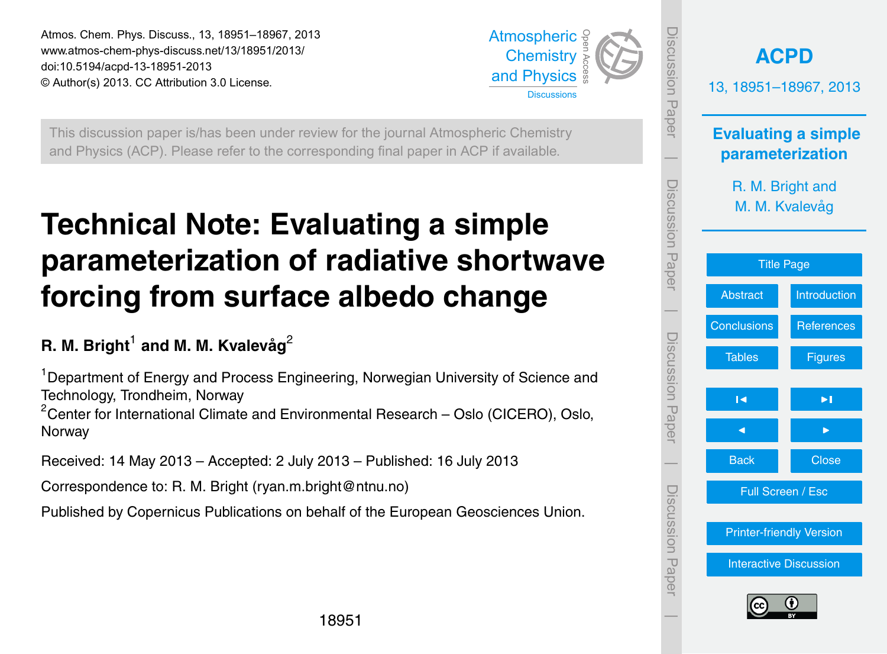This discussion paper is/has been under review for the journal Atmospheric Chemistry and Physics (ACP). Please refer to the corresponding final paper in ACP if available.

# Technical Note: Evaluating a simple parameterization of radiative shortwave forcing from surface albedo change

**R. M. Bright[1] and M. M. Kvalevåg[2]**

[1]Department of Energy and Process Engineering, Norwegian University of Science and Technology, Trondheim, Norway

[2]Center for International Climate and Environmental Research – Oslo (CICERO), Oslo, Norway

Received: 14 May 2013 – Accepted: 2 July 2013 – Published: 16 July 2013

Correspondence to: R. M. Bright (ryan.m.bright@ntnu.no)

Published by Copernicus Publications on behalf of the European Geosciences Union.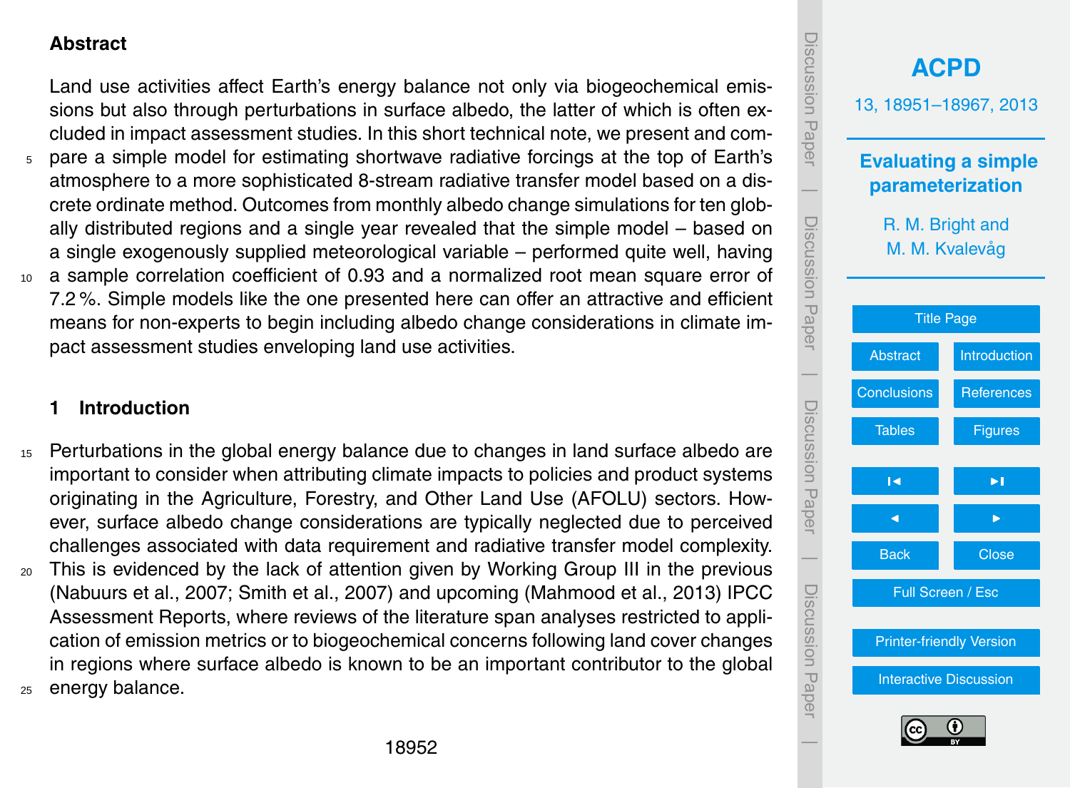## Abstract

Land use activities affect Earth's energy balance not only via biogeochemical emissions but also through perturbations in surface albedo, the latter of which is often excluded in impact assessment studies. In this short technical note, we present and compare a simple model for estimating shortwave radiative forcings at the top of Earth's atmosphere to a more sophisticated 8-stream radiative transfer model based on a discrete ordinate method. Outcomes from monthly albedo change simulations for ten globally distributed regions and a single year revealed that the simple model – based on a single exogenously supplied meteorological variable – performed quite well, having a sample correlation coefficient of 0.93 and a normalized root mean square error of 7.2 %. Simple models like the one presented here can offer an attractive and efficient means for non-experts to begin including albedo change considerations in climate impact assessment studies enveloping land use activities.

## 1 Introduction

Perturbations in the global energy balance due to changes in land surface albedo are important to consider when attributing climate impacts to policies and product systems originating in the Agriculture, Forestry, and Other Land Use (AFOLU) sectors. However, surface albedo change considerations are typically neglected due to perceived challenges associated with data requirement and radiative transfer model complexity. This is evidenced by the lack of attention given by Working Group III in the previous (Nabuurs et al., 2007; Smith et al., 2007) and upcoming (Mahmood et al., 2013) IPCC Assessment Reports, where reviews of the literature span analyses restricted to application of emission metrics or to biogeochemical concerns following land cover changes in regions where surface albedo is known to be an important contributor to the global energy balance.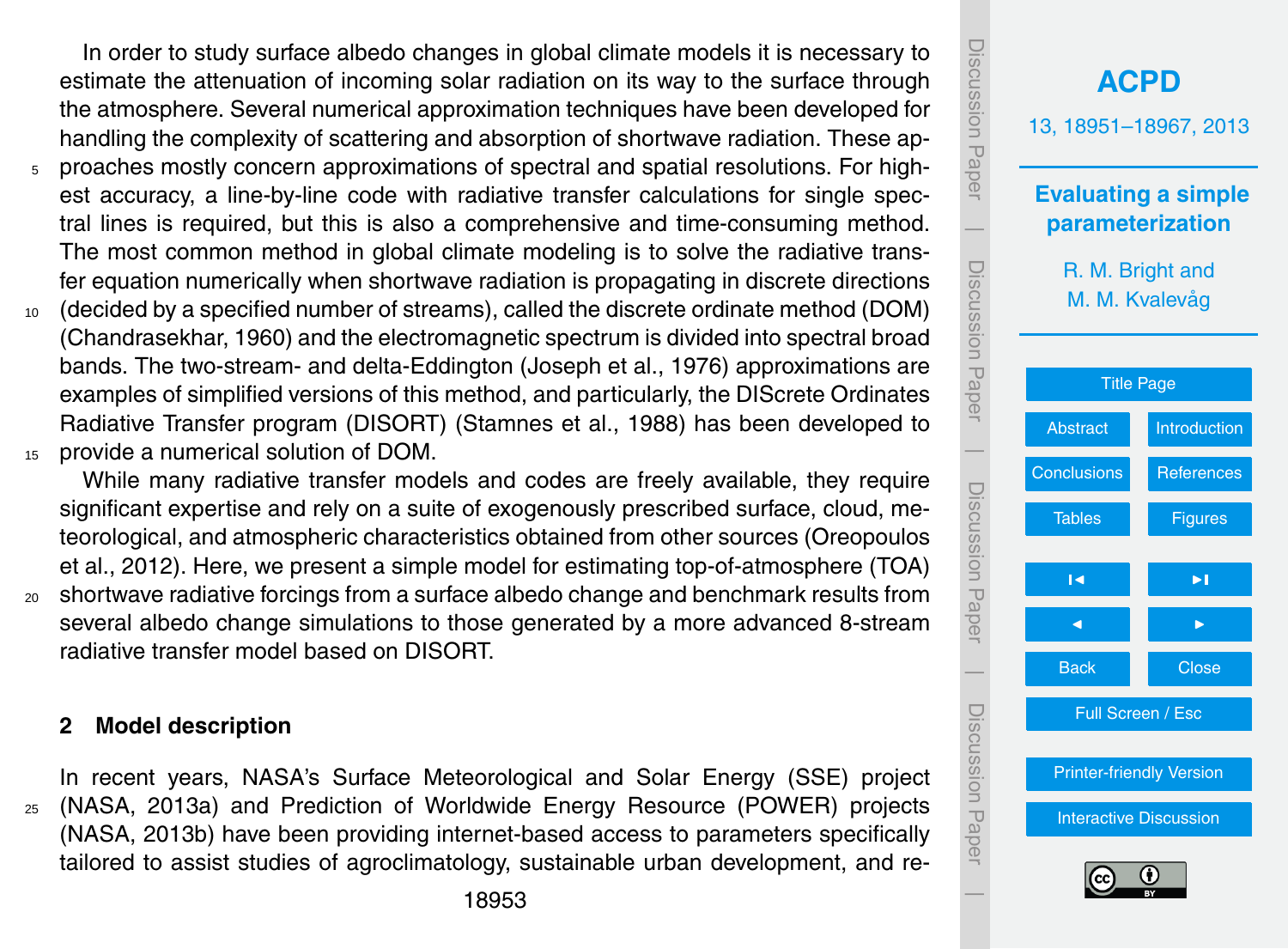In order to study surface albedo changes in global climate models it is necessary to estimate the attenuation of incoming solar radiation on its way to the surface through the atmosphere. Several numerical approximation techniques have been developed for handling the complexity of scattering and absorption of shortwave radiation. These approaches mostly concern approximations of spectral and spatial resolutions. For highest accuracy, a line-by-line code with radiative transfer calculations for single spectral lines is required, but this is also a comprehensive and time-consuming method. The most common method in global climate modeling is to solve the radiative transfer equation numerically when shortwave radiation is propagating in discrete directions (decided by a specified number of streams), called the discrete ordinate method (DOM) (Chandrasekhar, 1960) and the electromagnetic spectrum is divided into spectral broad bands. The two-stream- and delta-Eddington (Joseph et al., 1976) approximations are examples of simplified versions of this method, and particularly, the DIScrete Ordinates Radiative Transfer program (DISORT) (Stamnes et al., 1988) has been developed to provide a numerical solution of DOM.

While many radiative transfer models and codes are freely available, they require significant expertise and rely on a suite of exogenously prescribed surface, cloud, meteorological, and atmospheric characteristics obtained from other sources (Oreopoulos et al., 2012). Here, we present a simple model for estimating top-of-atmosphere (TOA) shortwave radiative forcings from a surface albedo change and benchmark results from several albedo change simulations to those generated by a more advanced 8-stream radiative transfer model based on DISORT.

## 2 Model description

In recent years, NASA's Surface Meteorological and Solar Energy (SSE) project (NASA, 2013a) and Prediction of Worldwide Energy Resource (POWER) projects (NASA, 2013b) have been providing internet-based access to parameters specifically tailored to assist studies of agroclimatology, sustainable urban development, and re-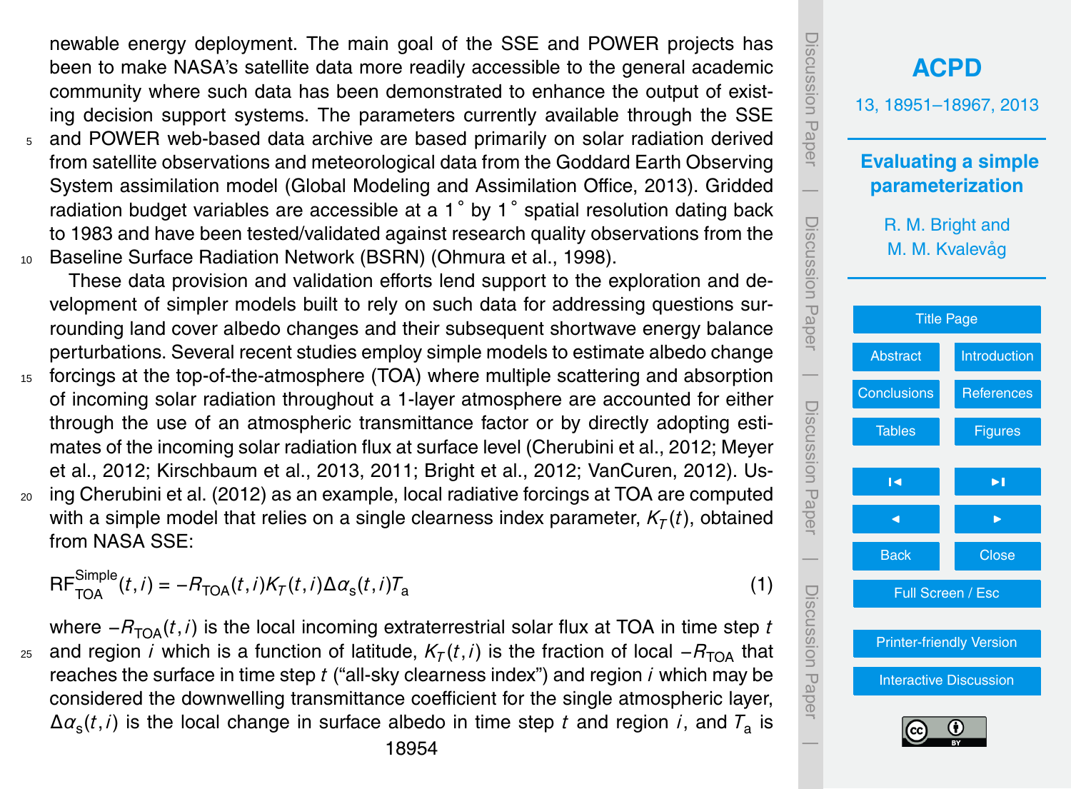newable energy deployment. The main goal of the SSE and POWER projects has been to make NASA's satellite data more readily accessible to the general academic community where such data has been demonstrated to enhance the output of existing decision support systems. The parameters currently available through the SSE and POWER web-based data archive are based primarily on solar radiation derived from satellite observations and meteorological data from the Goddard Earth Observing System assimilation model (Global Modeling and Assimilation Office, 2013). Gridded radiation budget variables are accessible at a 1° by 1° spatial resolution dating back to 1983 and have been tested/validated against research quality observations from the Baseline Surface Radiation Network (BSRN) (Ohmura et al., 1998).

These data provision and validation efforts lend support to the exploration and development of simpler models built to rely on such data for addressing questions surrounding land cover albedo changes and their subsequent shortwave energy balance perturbations. Several recent studies employ simple models to estimate albedo change forcings at the top-of-the-atmosphere (TOA) where multiple scattering and absorption of incoming solar radiation throughout a 1-layer atmosphere are accounted for either through the use of an atmospheric transmittance factor or by directly adopting estimates of the incoming solar radiation flux at surface level (Cherubini et al., 2012; Meyer et al., 2012; Kirschbaum et al., 2013, 2011; Bright et al., 2012; VanCuren, 2012). Using Cherubini et al. (2012) as an example, local radiative forcings at TOA are computed with a simple model that relies on a single clearness index parameter, $K_T(t)$, obtained from NASA SSE:

$$\mathrm{RF}_{\mathrm{TOA}}^{\mathrm{Simple}}(t,i) = -R_{\mathrm{TOA}}(t,i)K_T(t,i)\Delta\alpha_{\mathrm{s}}(t,i)T_{\mathrm{a}} \tag{1}$$

where $-R_{\mathrm{TOA}}(t,i)$ is the local incoming extraterrestrial solar flux at TOA in time step $t$ and region $i$ which is a function of latitude, $K_T(t,i)$ is the fraction of local $-R_{\mathrm{TOA}}$ that reaches the surface in time step $t$ ("all-sky clearness index") and region $i$ which may be considered the downwelling transmittance coefficient for the single atmospheric layer, $\Delta\alpha_{\mathrm{s}}(t,i)$ is the local change in surface albedo in time step $t$ and region $i$, and $T_{\mathrm{a}}$ is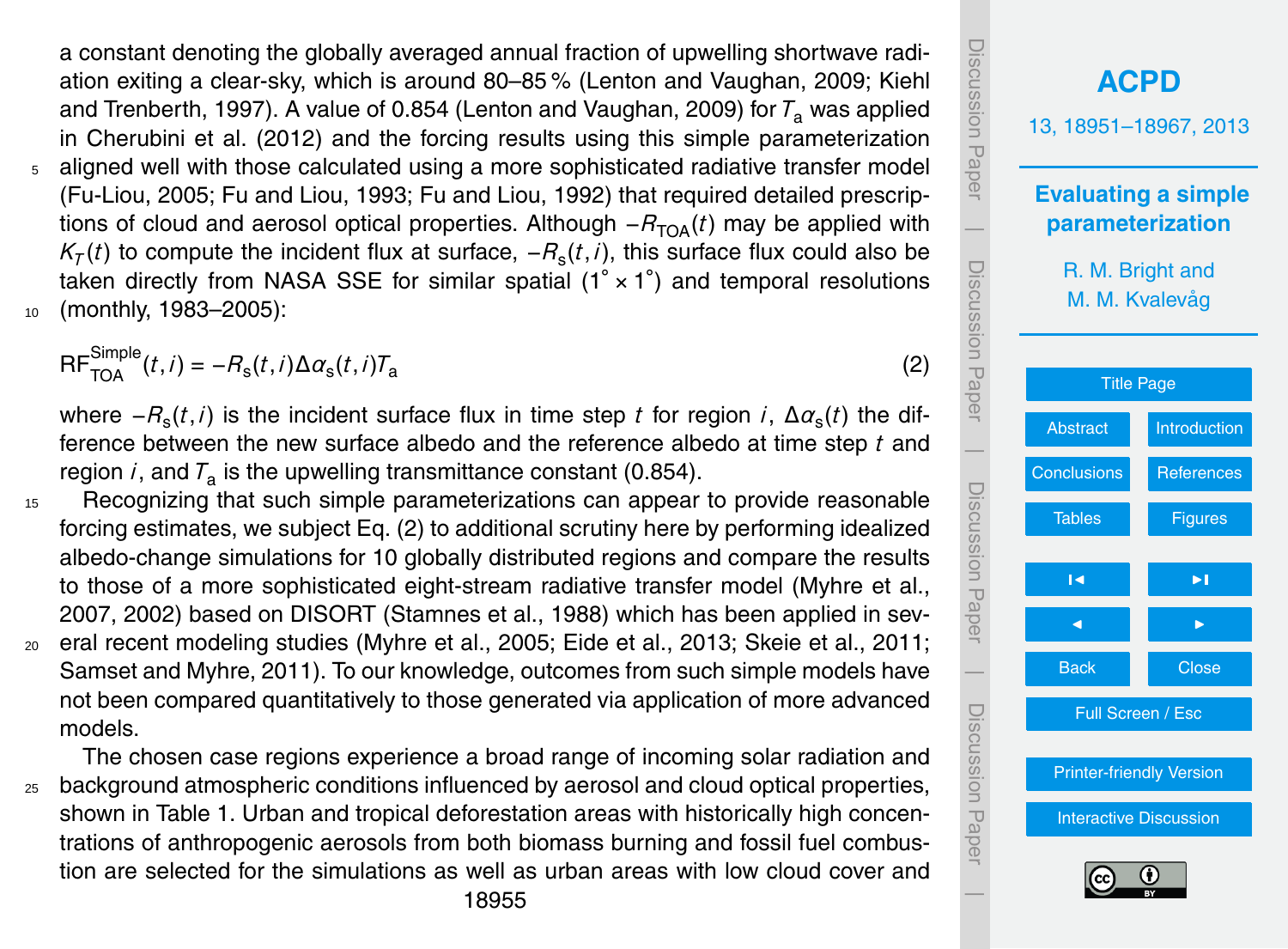a constant denoting the globally averaged annual fraction of upwelling shortwave radiation exiting a clear-sky, which is around 80–85 % (Lenton and Vaughan, 2009; Kiehl and Trenberth, 1997). A value of 0.854 (Lenton and Vaughan, 2009) for $T_a$ was applied in Cherubini et al. (2012) and the forcing results using this simple parameterization aligned well with those calculated using a more sophisticated radiative transfer model (Fu-Liou, 2005; Fu and Liou, 1993; Fu and Liou, 1992) that required detailed prescriptions of cloud and aerosol optical properties. Although $-R_{\text{TOA}}(t)$ may be applied with $K_T(t)$ to compute the incident flux at surface, $-R_s(t,i)$, this surface flux could also be taken directly from NASA SSE for similar spatial ($1^\circ \times 1^\circ$) and temporal resolutions (monthly, 1983–2005):

$$\text{RF}_{\text{TOA}}^{\text{Simple}}(t,i) = -R_s(t,i)\Delta\alpha_s(t,i)T_a \tag{2}$$

where $-R_s(t,i)$ is the incident surface flux in time step $t$ for region $i$, $\Delta\alpha_s(t)$ the difference between the new surface albedo and the reference albedo at time step $t$ and region $i$, and $T_a$ is the upwelling transmittance constant (0.854).

Recognizing that such simple parameterizations can appear to provide reasonable forcing estimates, we subject Eq. (2) to additional scrutiny here by performing idealized albedo-change simulations for 10 globally distributed regions and compare the results to those of a more sophisticated eight-stream radiative transfer model (Myhre et al., 2007, 2002) based on DISORT (Stamnes et al., 1988) which has been applied in several recent modeling studies (Myhre et al., 2005; Eide et al., 2013; Skeie et al., 2011; Samset and Myhre, 2011). To our knowledge, outcomes from such simple models have not been compared quantitatively to those generated via application of more advanced models.

The chosen case regions experience a broad range of incoming solar radiation and background atmospheric conditions influenced by aerosol and cloud optical properties, shown in Table 1. Urban and tropical deforestation areas with historically high concentrations of anthropogenic aerosols from both biomass burning and fossil fuel combustion are selected for the simulations as well as urban areas with low cloud cover and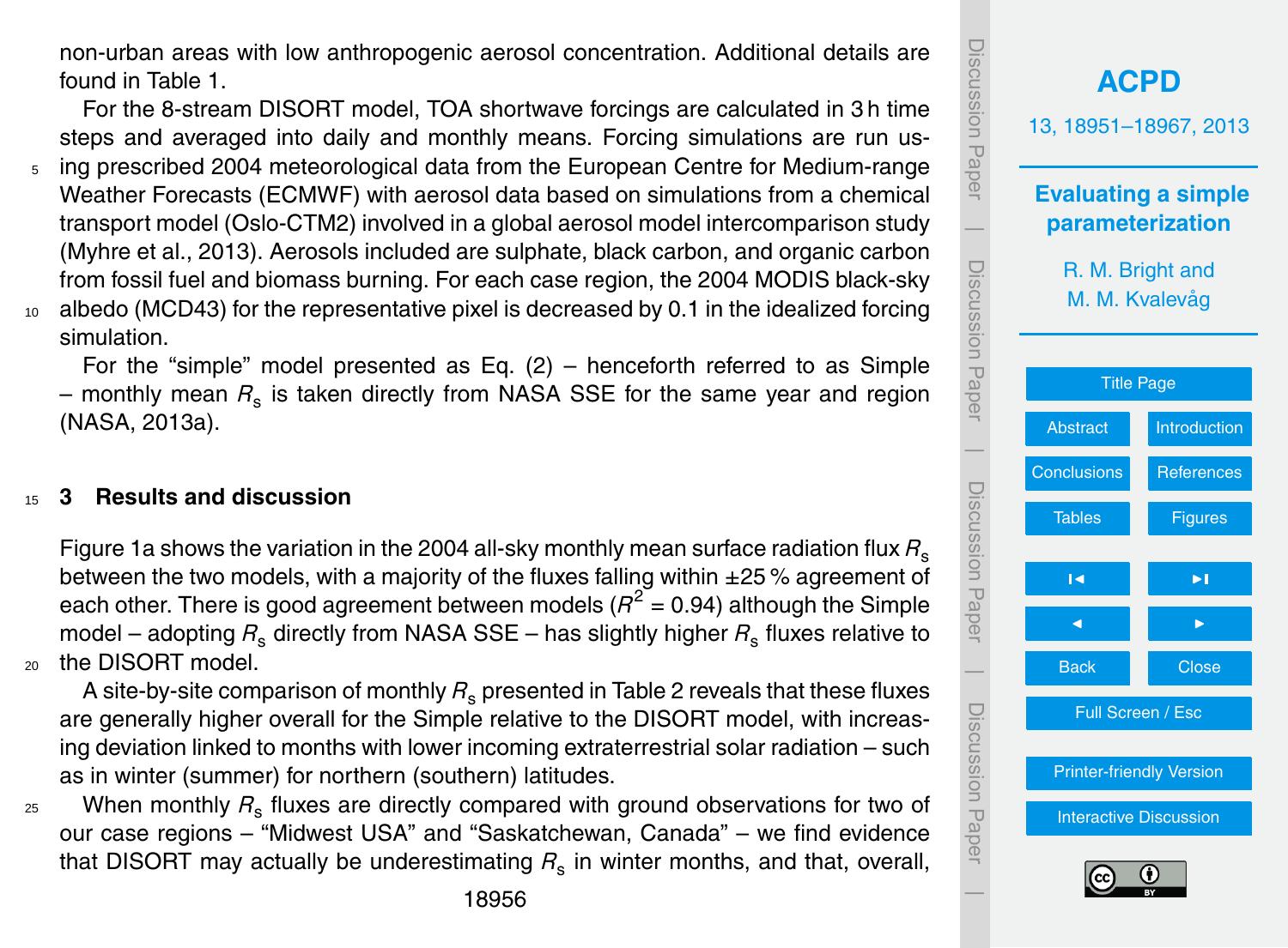non-urban areas with low anthropogenic aerosol concentration. Additional details are found in Table 1.

For the 8-stream DISORT model, TOA shortwave forcings are calculated in 3 h time steps and averaged into daily and monthly means. Forcing simulations are run using prescribed 2004 meteorological data from the European Centre for Medium-range Weather Forecasts (ECMWF) with aerosol data based on simulations from a chemical transport model (Oslo-CTM2) involved in a global aerosol model intercomparison study (Myhre et al., 2013). Aerosols included are sulphate, black carbon, and organic carbon from fossil fuel and biomass burning. For each case region, the 2004 MODIS black-sky albedo (MCD43) for the representative pixel is decreased by 0.1 in the idealized forcing simulation.

For the "simple" model presented as Eq. (2) – henceforth referred to as Simple – monthly mean $R_s$ is taken directly from NASA SSE for the same year and region (NASA, 2013a).

## 3 Results and discussion

Figure 1a shows the variation in the 2004 all-sky monthly mean surface radiation flux $R_s$ between the two models, with a majority of the fluxes falling within ±25 % agreement of each other. There is good agreement between models ($R^2 = 0.94$) although the Simple model – adopting $R_s$ directly from NASA SSE – has slightly higher $R_s$ fluxes relative to the DISORT model.

A site-by-site comparison of monthly $R_s$ presented in Table 2 reveals that these fluxes are generally higher overall for the Simple relative to the DISORT model, with increasing deviation linked to months with lower incoming extraterrestrial solar radiation – such as in winter (summer) for northern (southern) latitudes.

When monthly $R_s$ fluxes are directly compared with ground observations for two of our case regions – "Midwest USA" and "Saskatchewan, Canada" – we find evidence that DISORT may actually be underestimating $R_s$ in winter months, and that, overall,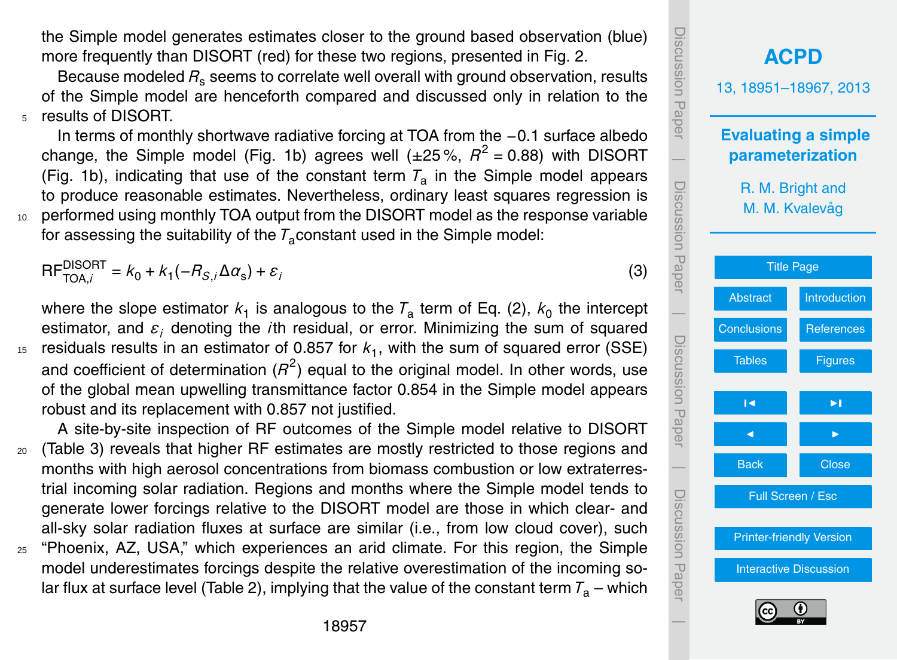the Simple model generates estimates closer to the ground based observation (blue) more frequently than DISORT (red) for these two regions, presented in Fig. 2.

Because modeled $R_s$ seems to correlate well overall with ground observation, results of the Simple model are henceforth compared and discussed only in relation to the results of DISORT.

In terms of monthly shortwave radiative forcing at TOA from the −0.1 surface albedo change, the Simple model (Fig. 1b) agrees well (±25 %, $R^2 = 0.88$) with DISORT (Fig. 1b), indicating that use of the constant term $T_a$ in the Simple model appears to produce reasonable estimates. Nevertheless, ordinary least squares regression is performed using monthly TOA output from the DISORT model as the response variable for assessing the suitability of the $T_a$constant used in the Simple model:

$$\mathrm{RF}^{\mathrm{DISORT}}_{\mathrm{TOA},i} = k_0 + k_1(-R_{S,i}\Delta\alpha_s) + \varepsilon_i \quad (3)$$

where the slope estimator $k_1$ is analogous to the $T_a$ term of Eq. (2), $k_0$ the intercept estimator, and $\varepsilon_i$ denoting the $i$th residual, or error. Minimizing the sum of squared residuals results in an estimator of 0.857 for $k_1$, with the sum of squared error (SSE) and coefficient of determination ($R^2$) equal to the original model. In other words, use of the global mean upwelling transmittance factor 0.854 in the Simple model appears robust and its replacement with 0.857 not justified.

A site-by-site inspection of RF outcomes of the Simple model relative to DISORT (Table 3) reveals that higher RF estimates are mostly restricted to those regions and months with high aerosol concentrations from biomass combustion or low extraterrestrial incoming solar radiation. Regions and months where the Simple model tends to generate lower forcings relative to the DISORT model are those in which clear- and all-sky solar radiation fluxes at surface are similar (i.e., from low cloud cover), such "Phoenix, AZ, USA," which experiences an arid climate. For this region, the Simple model underestimates forcings despite the relative overestimation of the incoming solar flux at surface level (Table 2), implying that the value of the constant term $T_a$ – which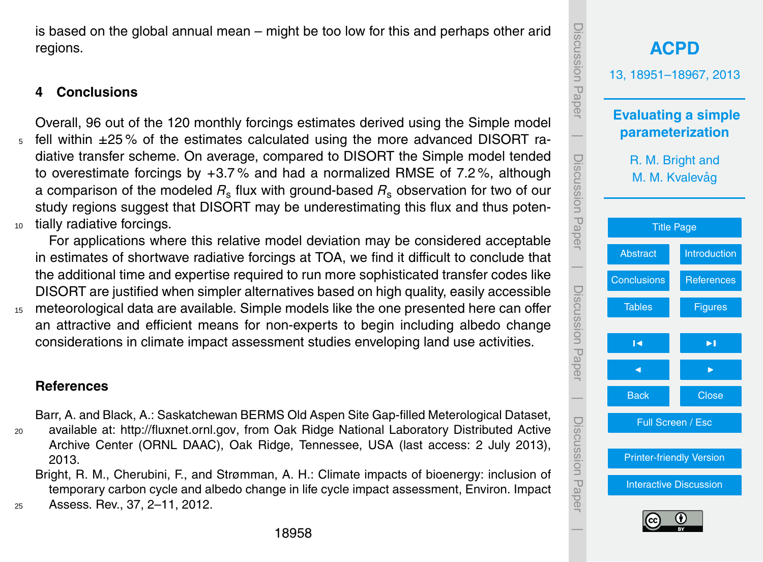is based on the global annual mean – might be too low for this and perhaps other arid regions.

## 4 Conclusions

Overall, 96 out of the 120 monthly forcings estimates derived using the Simple model fell within ±25 % of the estimates calculated using the more advanced DISORT radiative transfer scheme. On average, compared to DISORT the Simple model tended to overestimate forcings by +3.7 % and had a normalized RMSE of 7.2 %, although a comparison of the modeled $R_s$ flux with ground-based $R_s$ observation for two of our study regions suggest that DISORT may be underestimating this flux and thus potentially radiative forcings.

For applications where this relative model deviation may be considered acceptable in estimates of shortwave radiative forcings at TOA, we find it difficult to conclude that the additional time and expertise required to run more sophisticated transfer codes like DISORT are justified when simpler alternatives based on high quality, easily accessible meteorological data are available. Simple models like the one presented here can offer an attractive and efficient means for non-experts to begin including albedo change considerations in climate impact assessment studies enveloping land use activities.

## References

Barr, A. and Black, A.: Saskatchewan BERMS Old Aspen Site Gap-filled Meterological Dataset, available at: http://fluxnet.ornl.gov, from Oak Ridge National Laboratory Distributed Active Archive Center (ORNL DAAC), Oak Ridge, Tennessee, USA (last access: 2 July 2013), 2013.

Bright, R. M., Cherubini, F., and Strømman, A. H.: Climate impacts of bioenergy: inclusion of temporary carbon cycle and albedo change in life cycle impact assessment, Environ. Impact Assess. Rev., 37, 2–11, 2012.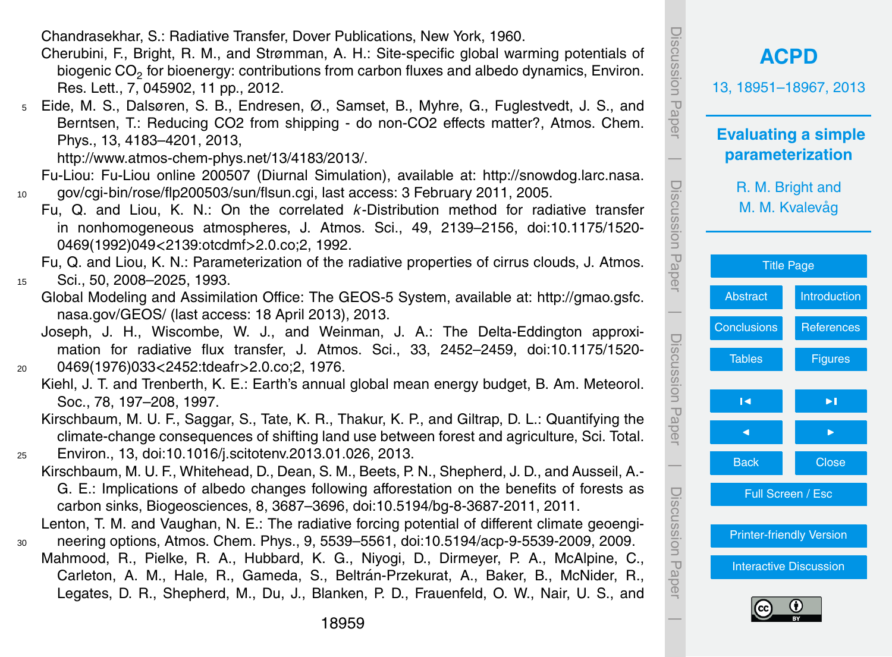Chandrasekhar, S.: Radiative Transfer, Dover Publications, New York, 1960.

Cherubini, F., Bright, R. M., and Strømman, A. H.: Site-specific global warming potentials of biogenic $CO_2$ for bioenergy: contributions from carbon fluxes and albedo dynamics, Environ. Res. Lett., 7, 045902, 11 pp., 2012.

Eide, M. S., Dalsøren, S. B., Endresen, Ø., Samset, B., Myhre, G., Fuglestvedt, J. S., and Berntsen, T.: Reducing CO2 from shipping - do non-CO2 effects matter?, Atmos. Chem. Phys., 13, 4183–4201, 2013, http://www.atmos-chem-phys.net/13/4183/2013/.

Fu-Liou: Fu-Liou online 200507 (Diurnal Simulation), available at: http://snowdog.larc.nasa.gov/cgi-bin/rose/flp200503/sun/flsun.cgi, last access: 3 February 2011, 2005.

Fu, Q. and Liou, K. N.: On the correlated *k*-Distribution method for radiative transfer in nonhomogeneous atmospheres, J. Atmos. Sci., 49, 2139–2156, doi:10.1175/1520-0469(1992)049<2139:otcdmf>2.0.co;2, 1992.

Fu, Q. and Liou, K. N.: Parameterization of the radiative properties of cirrus clouds, J. Atmos. Sci., 50, 2008–2025, 1993.

Global Modeling and Assimilation Office: The GEOS-5 System, available at: http://gmao.gsfc.nasa.gov/GEOS/ (last access: 18 April 2013), 2013.

Joseph, J. H., Wiscombe, W. J., and Weinman, J. A.: The Delta-Eddington approximation for radiative flux transfer, J. Atmos. Sci., 33, 2452–2459, doi:10.1175/1520-0469(1976)033<2452:tdeafr>2.0.co;2, 1976.

Kiehl, J. T. and Trenberth, K. E.: Earth's annual global mean energy budget, B. Am. Meteorol. Soc., 78, 197–208, 1997.

Kirschbaum, M. U. F., Saggar, S., Tate, K. R., Thakur, K. P., and Giltrap, D. L.: Quantifying the climate-change consequences of shifting land use between forest and agriculture, Sci. Total. Environ., 13, doi:10.1016/j.scitotenv.2013.01.026, 2013.

Kirschbaum, M. U. F., Whitehead, D., Dean, S. M., Beets, P. N., Shepherd, J. D., and Ausseil, A.-G. E.: Implications of albedo changes following afforestation on the benefits of forests as carbon sinks, Biogeosciences, 8, 3687–3696, doi:10.5194/bg-8-3687-2011, 2011.

Lenton, T. M. and Vaughan, N. E.: The radiative forcing potential of different climate geoengineering options, Atmos. Chem. Phys., 9, 5539–5561, doi:10.5194/acp-9-5539-2009, 2009.

Mahmood, R., Pielke, R. A., Hubbard, K. G., Niyogi, D., Dirmeyer, P. A., McAlpine, C., Carleton, A. M., Hale, R., Gameda, S., Beltrán-Przekurat, A., Baker, B., McNider, R., Legates, D. R., Shepherd, M., Du, J., Blanken, P. D., Frauenfeld, O. W., Nair, U. S., and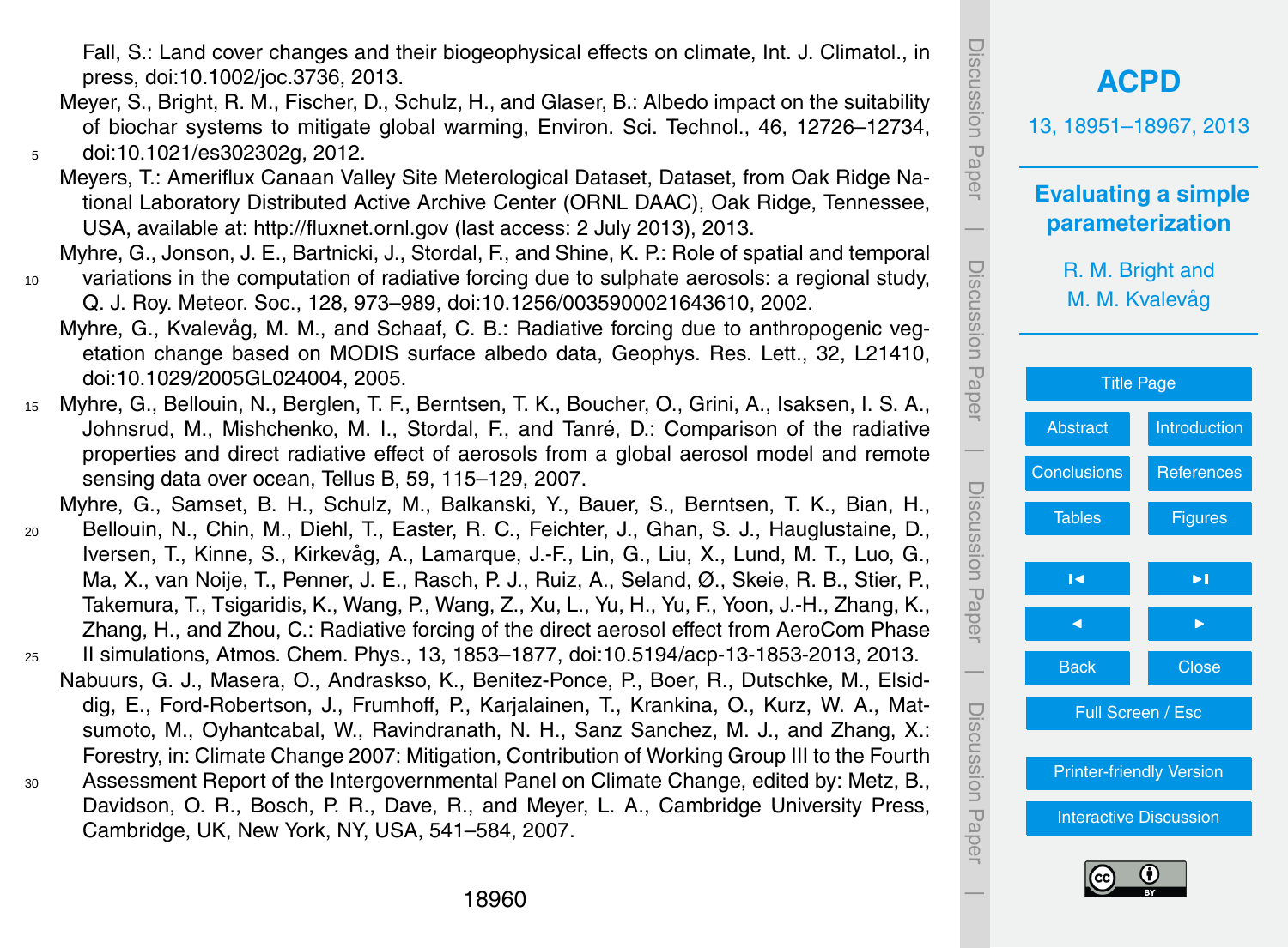Fall, S.: Land cover changes and their biogeophysical effects on climate, Int. J. Climatol., in press, doi:10.1002/joc.3736, 2013.

Meyer, S., Bright, R. M., Fischer, D., Schulz, H., and Glaser, B.: Albedo impact on the suitability of biochar systems to mitigate global warming, Environ. Sci. Technol., 46, 12726–12734, doi:10.1021/es302302g, 2012.

Meyers, T.: Ameriflux Canaan Valley Site Meterological Dataset, Dataset, from Oak Ridge National Laboratory Distributed Active Archive Center (ORNL DAAC), Oak Ridge, Tennessee, USA, available at: http://fluxnet.ornl.gov (last access: 2 July 2013), 2013.

Myhre, G., Jonson, J. E., Bartnicki, J., Stordal, F., and Shine, K. P.: Role of spatial and temporal variations in the computation of radiative forcing due to sulphate aerosols: a regional study, Q. J. Roy. Meteor. Soc., 128, 973–989, doi:10.1256/0035900021643610, 2002.

Myhre, G., Kvalevåg, M. M., and Schaaf, C. B.: Radiative forcing due to anthropogenic vegetation change based on MODIS surface albedo data, Geophys. Res. Lett., 32, L21410, doi:10.1029/2005GL024004, 2005.

Myhre, G., Bellouin, N., Berglen, T. F., Berntsen, T. K., Boucher, O., Grini, A., Isaksen, I. S. A., Johnsrud, M., Mishchenko, M. I., Stordal, F., and Tanré, D.: Comparison of the radiative properties and direct radiative effect of aerosols from a global aerosol model and remote sensing data over ocean, Tellus B, 59, 115–129, 2007.

Myhre, G., Samset, B. H., Schulz, M., Balkanski, Y., Bauer, S., Berntsen, T. K., Bian, H., Bellouin, N., Chin, M., Diehl, T., Easter, R. C., Feichter, J., Ghan, S. J., Hauglustaine, D., Iversen, T., Kinne, S., Kirkevåg, A., Lamarque, J.-F., Lin, G., Liu, X., Lund, M. T., Luo, G., Ma, X., van Noije, T., Penner, J. E., Rasch, P. J., Ruiz, A., Seland, Ø., Skeie, R. B., Stier, P., Takemura, T., Tsigaridis, K., Wang, P., Wang, Z., Xu, L., Yu, H., Yu, F., Yoon, J.-H., Zhang, K., Zhang, H., and Zhou, C.: Radiative forcing of the direct aerosol effect from AeroCom Phase II simulations, Atmos. Chem. Phys., 13, 1853–1877, doi:10.5194/acp-13-1853-2013, 2013.

Nabuurs, G. J., Masera, O., Andraskso, K., Benitez-Ponce, P., Boer, R., Dutschke, M., Elsiddig, E., Ford-Robertson, J., Frumhoff, P., Karjalainen, T., Krankina, O., Kurz, W. A., Matsumoto, M., Oyhantcabal, W., Ravindranath, N. H., Sanz Sanchez, M. J., and Zhang, X.: Forestry, in: Climate Change 2007: Mitigation, Contribution of Working Group III to the Fourth Assessment Report of the Intergovernmental Panel on Climate Change, edited by: Metz, B., Davidson, O. R., Bosch, P. R., Dave, R., and Meyer, L. A., Cambridge University Press, Cambridge, UK, New York, NY, USA, 541–584, 2007.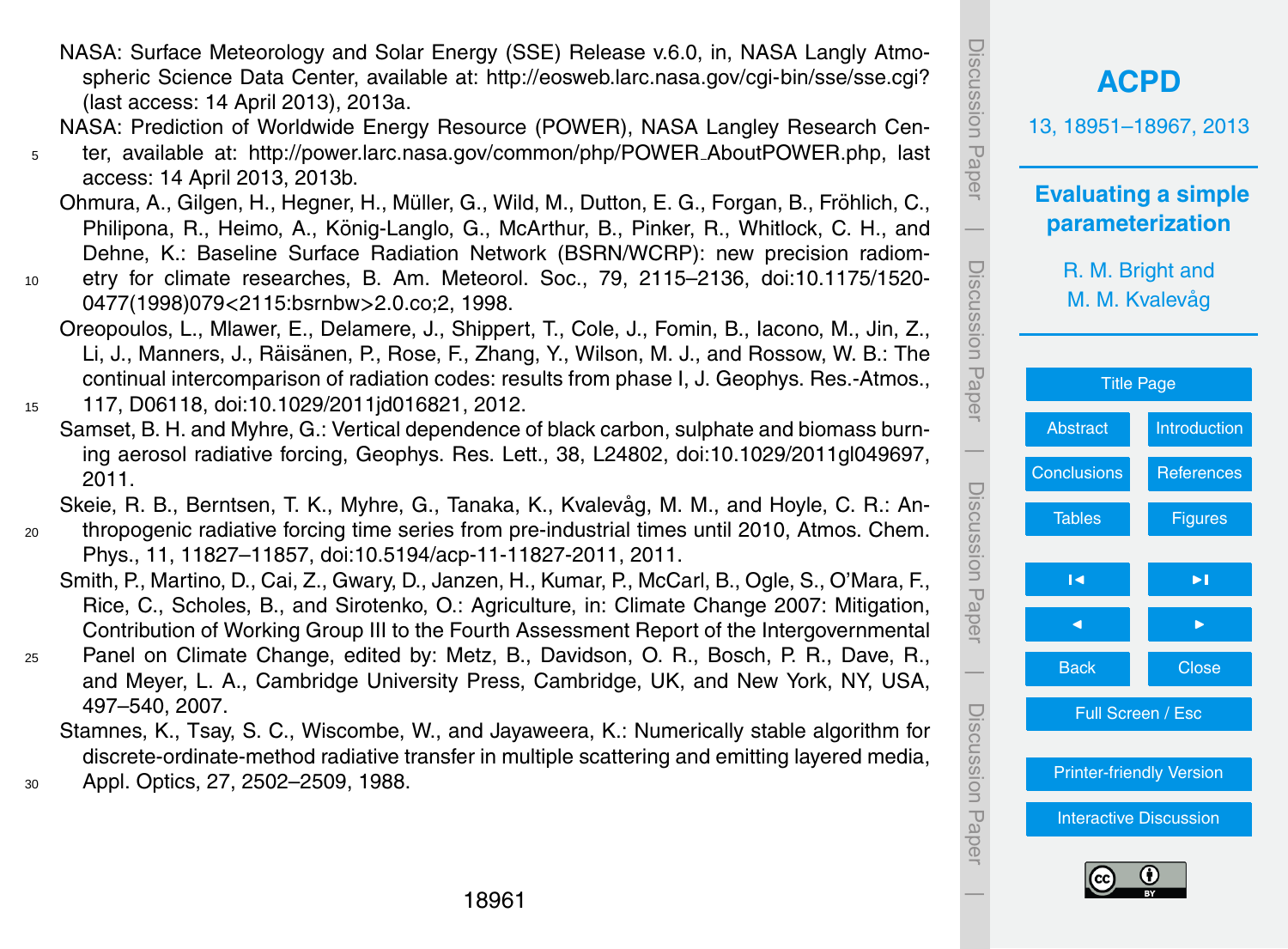NASA: Surface Meteorology and Solar Energy (SSE) Release v.6.0, in, NASA Langly Atmospheric Science Data Center, available at: http://eosweb.larc.nasa.gov/cgi-bin/sse/sse.cgi? (last access: 14 April 2013), 2013a.

NASA: Prediction of Worldwide Energy Resource (POWER), NASA Langley Research Center, available at: http://power.larc.nasa.gov/common/php/POWER_AboutPOWER.php, last access: 14 April 2013, 2013b.

Ohmura, A., Gilgen, H., Hegner, H., Müller, G., Wild, M., Dutton, E. G., Forgan, B., Fröhlich, C., Philipona, R., Heimo, A., König-Langlo, G., McArthur, B., Pinker, R., Whitlock, C. H., and Dehne, K.: Baseline Surface Radiation Network (BSRN/WCRP): new precision radiometry for climate researches, B. Am. Meteorol. Soc., 79, 2115–2136, doi:10.1175/1520-0477(1998)079<2115:bsrnbw>2.0.co;2, 1998.

Oreopoulos, L., Mlawer, E., Delamere, J., Shippert, T., Cole, J., Fomin, B., Iacono, M., Jin, Z., Li, J., Manners, J., Räisänen, P., Rose, F., Zhang, Y., Wilson, M. J., and Rossow, W. B.: The continual intercomparison of radiation codes: results from phase I, J. Geophys. Res.-Atmos., 117, D06118, doi:10.1029/2011jd016821, 2012.

Samset, B. H. and Myhre, G.: Vertical dependence of black carbon, sulphate and biomass burning aerosol radiative forcing, Geophys. Res. Lett., 38, L24802, doi:10.1029/2011gl049697, 2011.

Skeie, R. B., Berntsen, T. K., Myhre, G., Tanaka, K., Kvalevåg, M. M., and Hoyle, C. R.: Anthropogenic radiative forcing time series from pre-industrial times until 2010, Atmos. Chem. Phys., 11, 11827–11857, doi:10.5194/acp-11-11827-2011, 2011.

Smith, P., Martino, D., Cai, Z., Gwary, D., Janzen, H., Kumar, P., McCarl, B., Ogle, S., O'Mara, F., Rice, C., Scholes, B., and Sirotenko, O.: Agriculture, in: Climate Change 2007: Mitigation, Contribution of Working Group III to the Fourth Assessment Report of the Intergovernmental Panel on Climate Change, edited by: Metz, B., Davidson, O. R., Bosch, P. R., Dave, R., and Meyer, L. A., Cambridge University Press, Cambridge, UK, and New York, NY, USA, 497–540, 2007.

Stamnes, K., Tsay, S. C., Wiscombe, W., and Jayaweera, K.: Numerically stable algorithm for discrete-ordinate-method radiative transfer in multiple scattering and emitting layered media, Appl. Optics, 27, 2502–2509, 1988.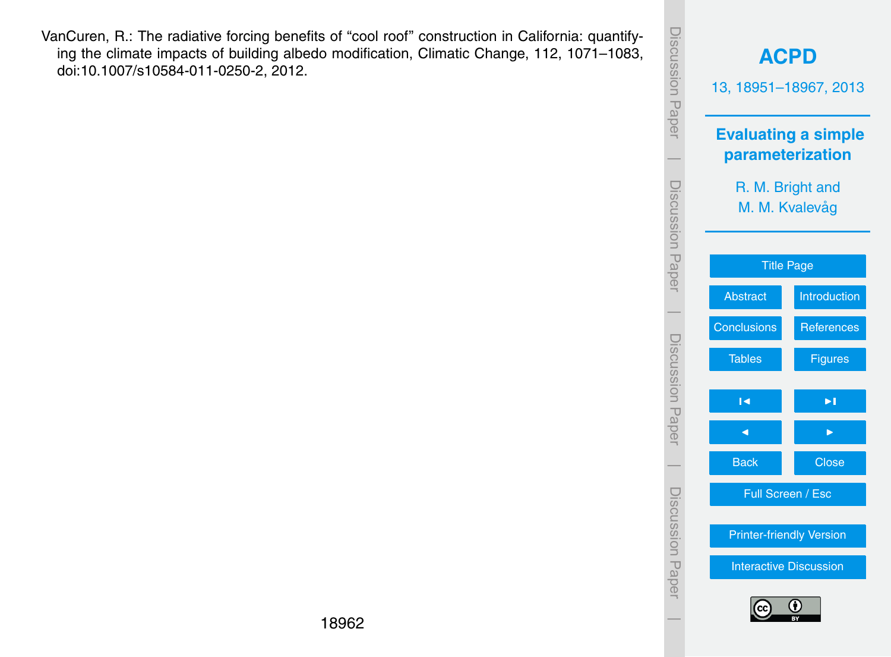VanCuren, R.: The radiative forcing benefits of "cool roof" construction in California: quantifying the climate impacts of building albedo modification, Climatic Change, 112, 1071–1083, doi:10.1007/s10584-011-0250-2, 2012.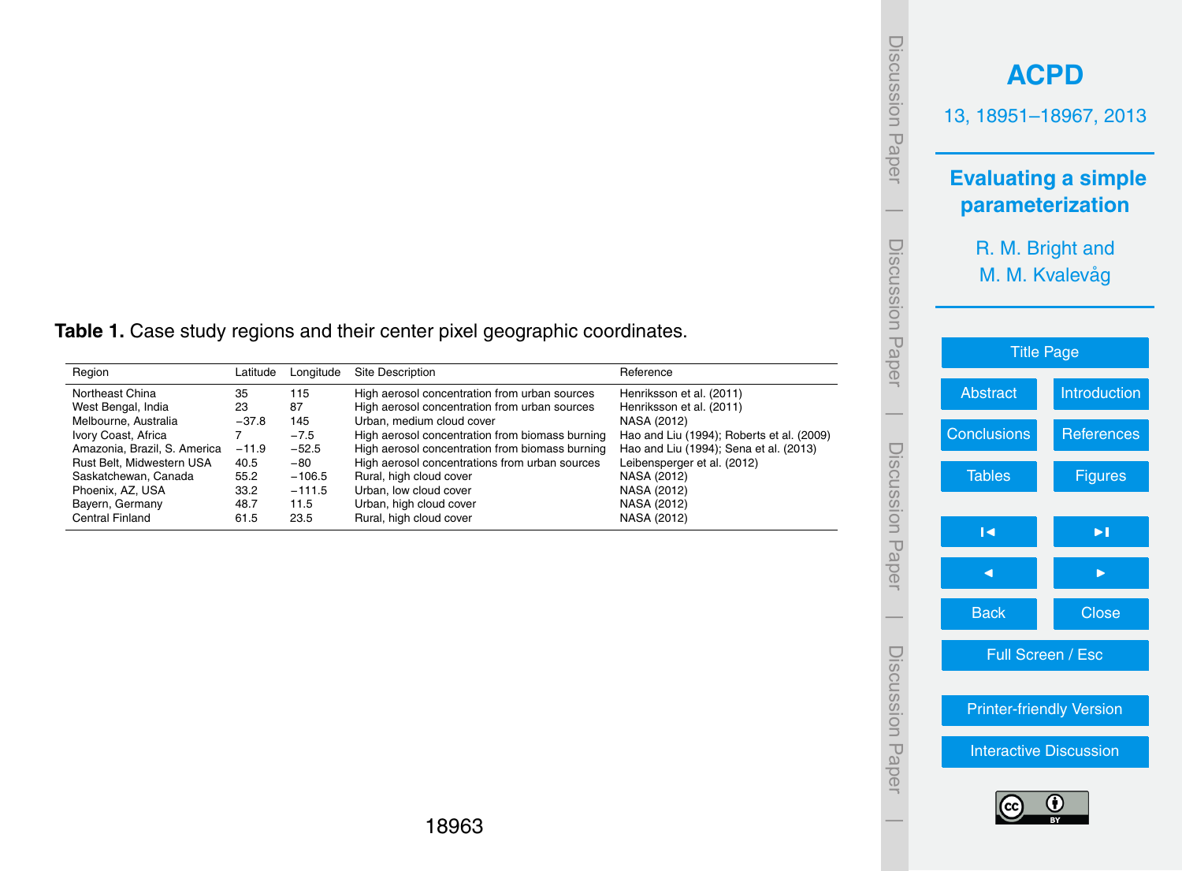**Table 1.** Case study regions and their center pixel geographic coordinates.

| Region | Latitude | Longitude | Site Description | Reference |
|---|---|---|---|---|
| Northeast China | 35 | 115 | High aerosol concentration from urban sources | Henriksson et al. (2011) |
| West Bengal, India | 23 | 87 | High aerosol concentration from urban sources | Henriksson et al. (2011) |
| Melbourne, Australia | −37.8 | 145 | Urban, medium cloud cover | NASA (2012) |
| Ivory Coast, Africa | 7 | −7.5 | High aerosol concentration from biomass burning | Hao and Liu (1994); Roberts et al. (2009) |
| Amazonia, Brazil, S. America | −11.9 | −52.5 | High aerosol concentration from biomass burning | Hao and Liu (1994); Sena et al. (2013) |
| Rust Belt, Midwestern USA | 40.5 | −80 | High aerosol concentrations from urban sources | Leibensperger et al. (2012) |
| Saskatchewan, Canada | 55.2 | −106.5 | Rural, high cloud cover | NASA (2012) |
| Phoenix, AZ, USA | 33.2 | −111.5 | Urban, low cloud cover | NASA (2012) |
| Bayern, Germany | 48.7 | 11.5 | Urban, high cloud cover | NASA (2012) |
| Central Finland | 61.5 | 23.5 | Rural, high cloud cover | NASA (2012) |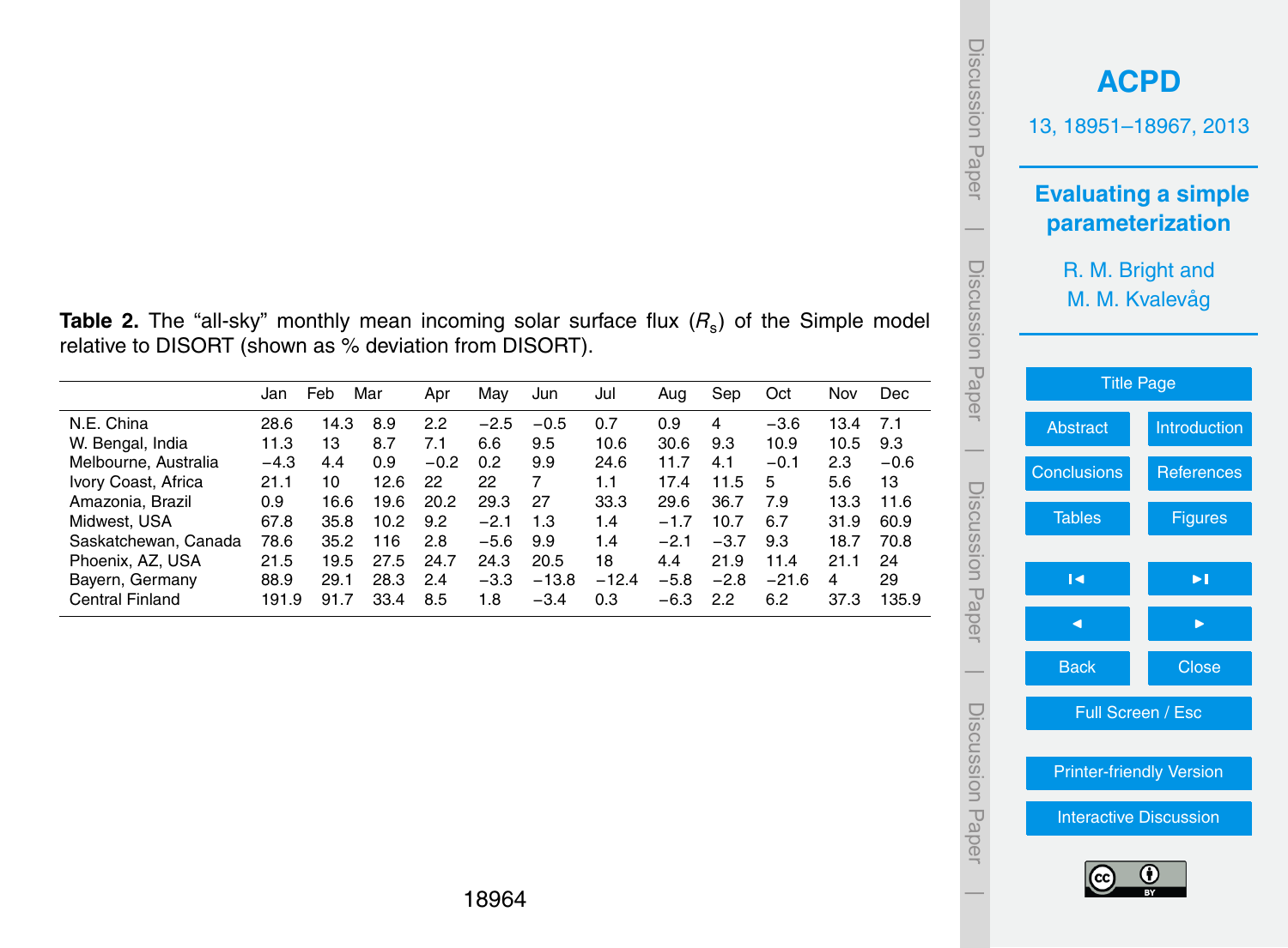**Table 2.** The "all-sky" monthly mean incoming solar surface flux ($R_s$) of the Simple model relative to DISORT (shown as % deviation from DISORT).

| | Jan | Feb | Mar | Apr | May | Jun | Jul | Aug | Sep | Oct | Nov | Dec |
|---|---|---|---|---|---|---|---|---|---|---|---|---|
| N.E. China | 28.6 | 14.3 | 8.9 | 2.2 | −2.5 | −0.5 | 0.7 | 0.9 | 4 | −3.6 | 13.4 | 7.1 |
| W. Bengal, India | 11.3 | 13 | 8.7 | 7.1 | 6.6 | 9.5 | 10.6 | 30.6 | 9.3 | 10.9 | 10.5 | 9.3 |
| Melbourne, Australia | −4.3 | 4.4 | 0.9 | −0.2 | 0.2 | 9.9 | 24.6 | 11.7 | 4.1 | −0.1 | 2.3 | −0.6 |
| Ivory Coast, Africa | 21.1 | 10 | 12.6 | 22 | 22 | 7 | 1.1 | 17.4 | 11.5 | 5 | 5.6 | 13 |
| Amazonia, Brazil | 0.9 | 16.6 | 19.6 | 20.2 | 29.3 | 27 | 33.3 | 29.6 | 36.7 | 7.9 | 13.3 | 11.6 |
| Midwest, USA | 67.8 | 35.8 | 10.2 | 9.2 | −2.1 | 1.3 | 1.4 | −1.7 | 10.7 | 6.7 | 31.9 | 60.9 |
| Saskatchewan, Canada | 78.6 | 35.2 | 116 | 2.8 | −5.6 | 9.9 | 1.4 | −2.1 | −3.7 | 9.3 | 18.7 | 70.8 |
| Phoenix, AZ, USA | 21.5 | 19.5 | 27.5 | 24.7 | 24.3 | 20.5 | 18 | 4.4 | 21.9 | 11.4 | 21.1 | 24 |
| Bayern, Germany | 88.9 | 29.1 | 28.3 | 2.4 | −3.3 | −13.8 | −12.4 | −5.8 | −2.8 | −21.6 | 4 | 29 |
| Central Finland | 191.9 | 91.7 | 33.4 | 8.5 | 1.8 | −3.4 | 0.3 | −6.3 | 2.2 | 6.2 | 37.3 | 135.9 |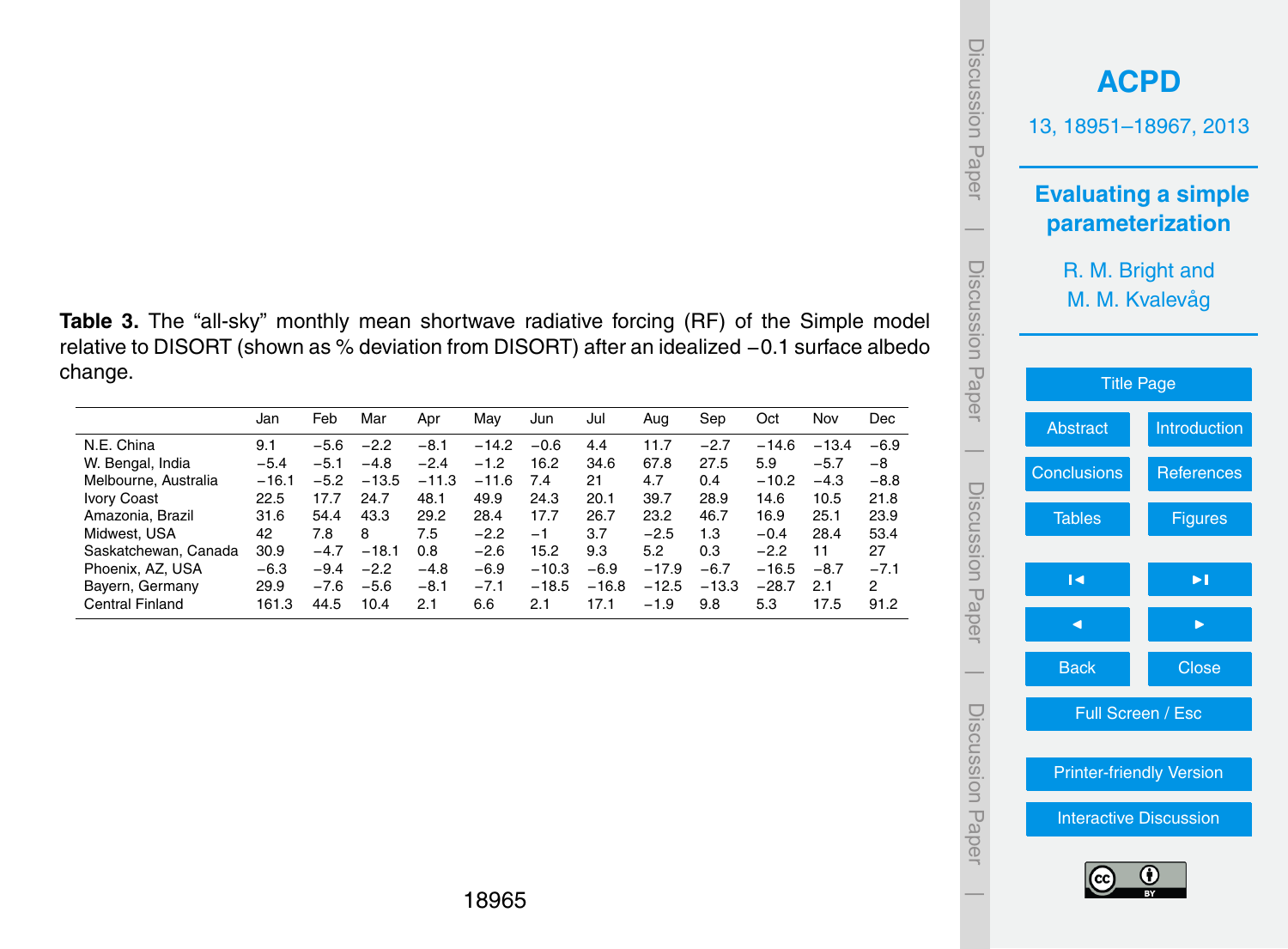**Table 3.** The "all-sky" monthly mean shortwave radiative forcing (RF) of the Simple model relative to DISORT (shown as % deviation from DISORT) after an idealized −0.1 surface albedo change.

| | Jan | Feb | Mar | Apr | May | Jun | Jul | Aug | Sep | Oct | Nov | Dec |
|---|---|---|---|---|---|---|---|---|---|---|---|---|
| N.E. China | 9.1 | −5.6 | −2.2 | −8.1 | −14.2 | −0.6 | 4.4 | 11.7 | −2.7 | −14.6 | −13.4 | −6.9 |
| W. Bengal, India | −5.4 | −5.1 | −4.8 | −2.4 | −1.2 | 16.2 | 34.6 | 67.8 | 27.5 | 5.9 | −5.7 | −8 |
| Melbourne, Australia | −16.1 | −5.2 | −13.5 | −11.3 | −11.6 | 7.4 | 21 | 4.7 | 0.4 | −10.2 | −4.3 | −8.8 |
| Ivory Coast | 22.5 | 17.7 | 24.7 | 48.1 | 49.9 | 24.3 | 20.1 | 39.7 | 28.9 | 14.6 | 10.5 | 21.8 |
| Amazonia, Brazil | 31.6 | 54.4 | 43.3 | 29.2 | 28.4 | 17.7 | 26.7 | 23.2 | 46.7 | 16.9 | 25.1 | 23.9 |
| Midwest, USA | 42 | 7.8 | 8 | 7.5 | −2.2 | −1 | 3.7 | −2.5 | 1.3 | −0.4 | 28.4 | 53.4 |
| Saskatchewan, Canada | 30.9 | −4.7 | −18.1 | 0.8 | −2.6 | 15.2 | 9.3 | 5.2 | 0.3 | −2.2 | 11 | 27 |
| Phoenix, AZ, USA | −6.3 | −9.4 | −2.2 | −4.8 | −6.9 | −10.3 | −6.9 | −17.9 | −6.7 | −16.5 | −8.7 | −7.1 |
| Bayern, Germany | 29.9 | −7.6 | −5.6 | −8.1 | −7.1 | −18.5 | −16.8 | −12.5 | −13.3 | −28.7 | 2.1 | 2 |
| Central Finland | 161.3 | 44.5 | 10.4 | 2.1 | 6.6 | 2.1 | 17.1 | −1.9 | 9.8 | 5.3 | 17.5 | 91.2 |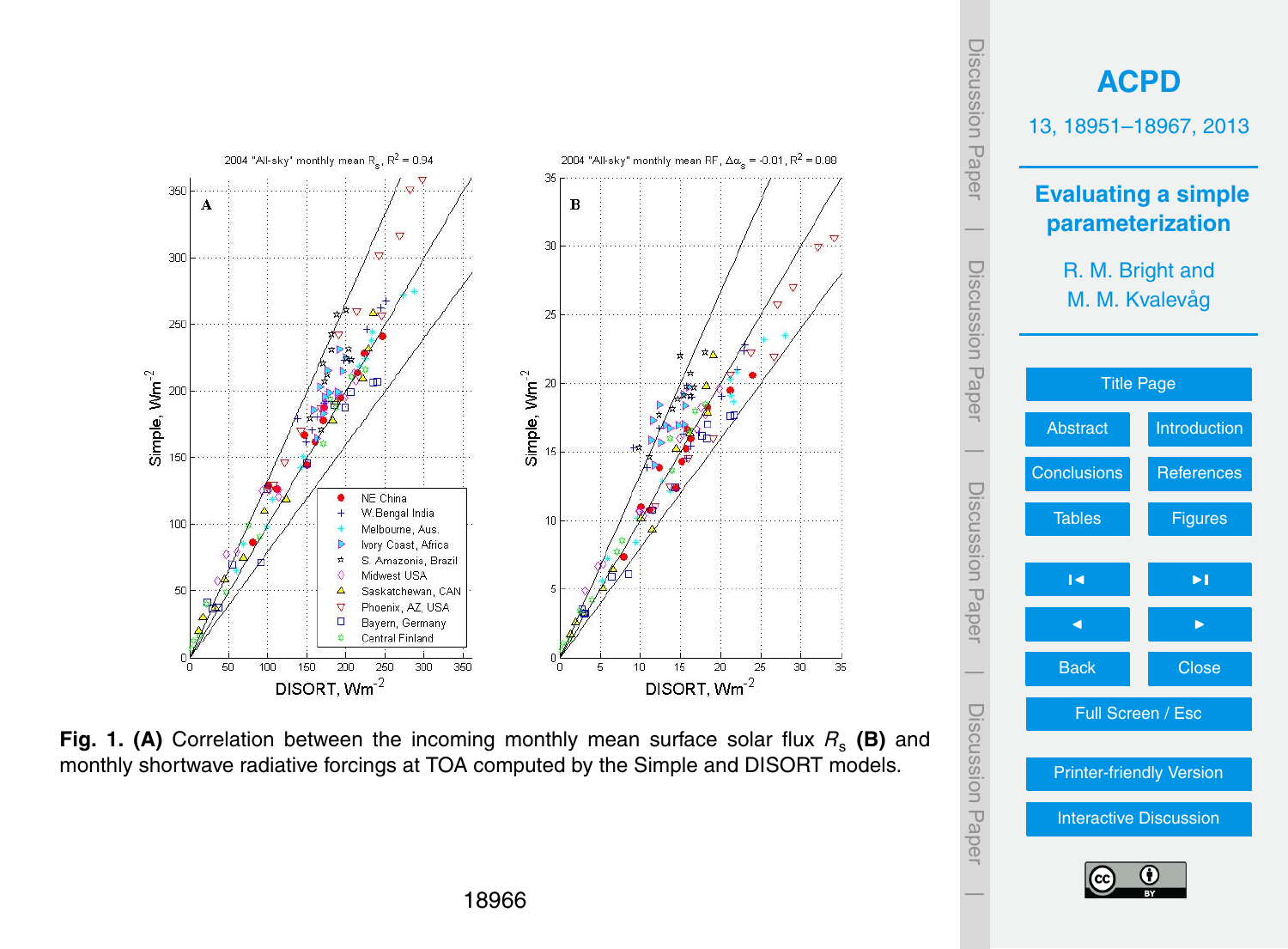Fig. 1. (A) Correlation between the incoming monthly mean surface solar flux $R_s$ (B) and monthly shortwave radiative forcings at TOA computed by the Simple and DISORT models.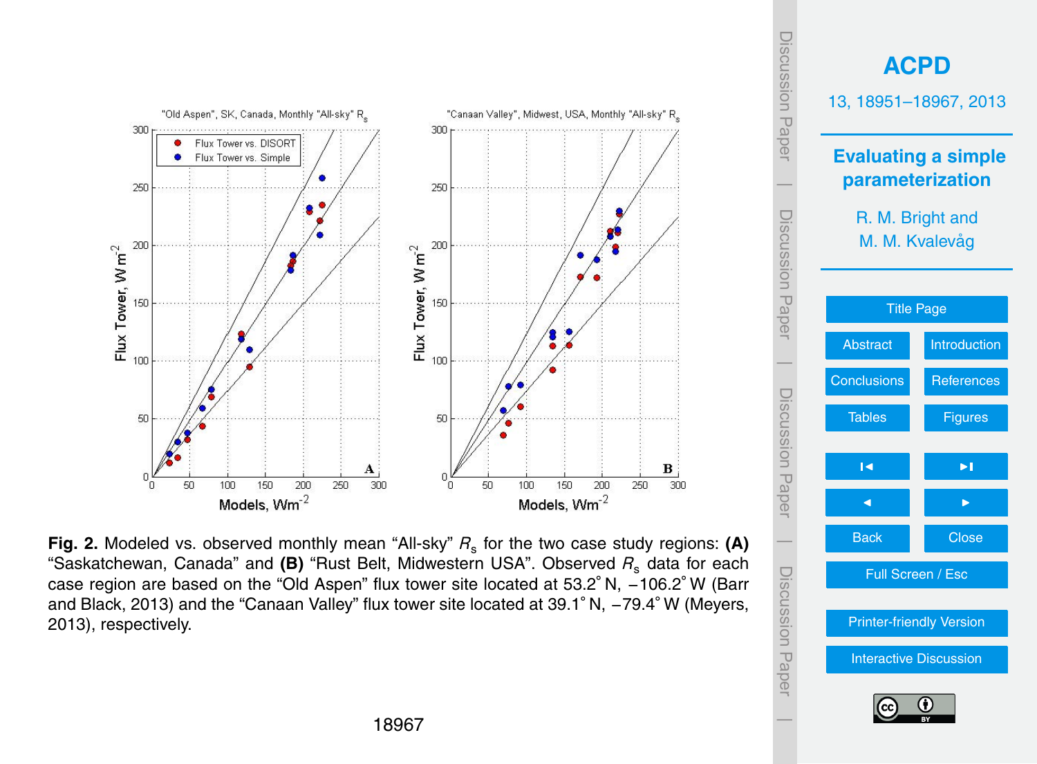"Old Aspen", SK, Canada, Monthly "All-sky" $R_s$

Flux Tower vs. DISORT

Flux Tower vs. Simple

Flux Tower, W m$^{-2}$

Models, Wm$^{-2}$

0 50 100 150 200 250 300

A

"Canaan Valley", Midwest, USA, Monthly "All-sky" $R_s$

Flux Tower, W m$^{-2}$

Models, Wm$^{-2}$

0 50 100 150 200 250 300

B

**Fig. 2.** Modeled vs. observed monthly mean "All-sky" $R_s$ for the two case study regions: **(A)** "Saskatchewan, Canada" and **(B)** "Rust Belt, Midwestern USA". Observed $R_s$ data for each case region are based on the "Old Aspen" flux tower site located at 53.2° N, −106.2° W (Barr and Black, 2013) and the "Canaan Valley" flux tower site located at 39.1° N, −79.4° W (Meyers, 2013), respectively.